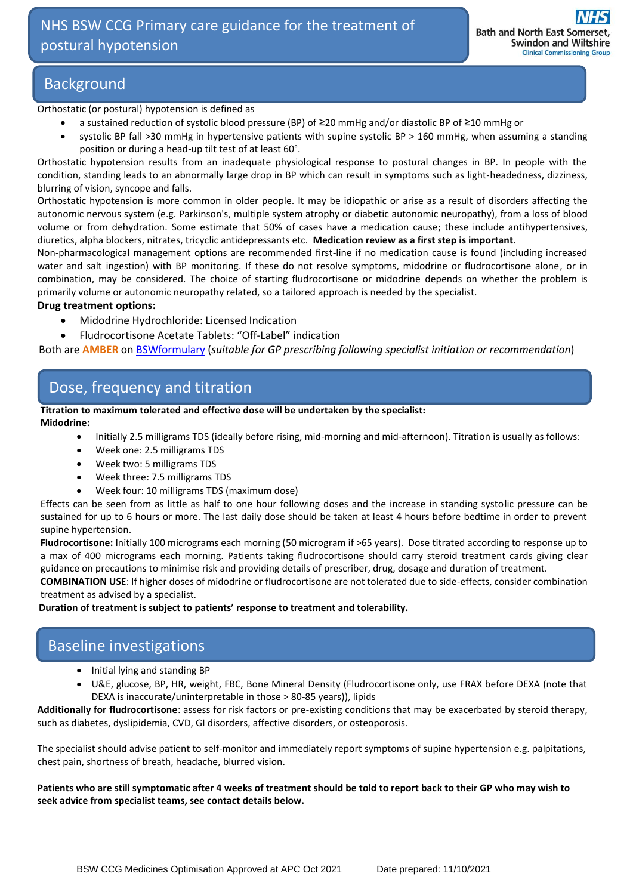# NHS BSW CCG Primary care guidance for the treatment of postural hypotension

Bath and North East Somerset, Swindon and Wiltshire Clinical Commissioning Group

## Background

Orthostatic (or postural) hypotension is defined as

- a sustained reduction of systolic blood pressure (BP) of ≥20 mmHg and/or diastolic BP of ≥10 mmHg or
- systolic BP fall >30 mmHg in hypertensive patients with supine systolic BP > 160 mmHg, when assuming a standing position or during a head-up tilt test of at least 60°.

Orthostatic hypotension results from an inadequate physiological response to postural changes in BP. In people with the condition, standing leads to an abnormally large drop in BP which can result in symptoms such as light-headedness, dizziness, blurring of vision, syncope and falls.

Orthostatic hypotension is more common in older people. It may be idiopathic or arise as a result of disorders affecting the autonomic nervous system (e.g. Parkinson's, multiple system atrophy or diabetic autonomic neuropathy), from a loss of blood volume or from dehydration. Some estimate that 50% of cases have a medication cause; these include antihypertensives, diuretics, alpha blockers, nitrates, tricyclic antidepressants etc. **Medication review as a first step is important**.

Non-pharmacological management options are recommended first-line if no medication cause is found (including increased water and salt ingestion) with BP monitoring. If these do not resolve symptoms, midodrine or fludrocortisone alone, or in combination, may be considered. The choice of starting fludrocortisone or midodrine depends on whether the problem is primarily volume or autonomic neuropathy related, so a tailored approach is needed by the specialist.

**Drug treatment options:**

- Midodrine Hydrochloride: Licensed Indication
- Fludrocortisone Acetate Tablets: "Off-Label" indication

Both are **AMBER** on BSWformulary (*suitable for GP prescribing following specialist initiation or recommendation*)

## Dose, frequency and titration

**Titration to maximum tolerated and effective dose will be undertaken by the specialist:**
**Midodrine:**

- Initially 2.5 milligrams TDS (ideally before rising, mid-morning and mid-afternoon). Titration is usually as follows:
- Week one: 2.5 milligrams TDS
- Week two: 5 milligrams TDS
- Week three: 7.5 milligrams TDS
- Week four: 10 milligrams TDS (maximum dose)

Effects can be seen from as little as half to one hour following doses and the increase in standing systolic pressure can be sustained for up to 6 hours or more. The last daily dose should be taken at least 4 hours before bedtime in order to prevent supine hypertension.

**Fludrocortisone:** Initially 100 micrograms each morning (50 microgram if >65 years). Dose titrated according to response up to a max of 400 micrograms each morning. Patients taking fludrocortisone should carry steroid treatment cards giving clear guidance on precautions to minimise risk and providing details of prescriber, drug, dosage and duration of treatment.

**COMBINATION USE**: If higher doses of midodrine or fludrocortisone are not tolerated due to side-effects, consider combination treatment as advised by a specialist.

**Duration of treatment is subject to patients' response to treatment and tolerability.**

## Baseline investigations

- Initial lying and standing BP
- U&E, glucose, BP, HR, weight, FBC, Bone Mineral Density (Fludrocortisone only, use FRAX before DEXA (note that DEXA is inaccurate/uninterpretable in those > 80-85 years)), lipids

**Additionally for fludrocortisone**: assess for risk factors or pre-existing conditions that may be exacerbated by steroid therapy, such as diabetes, dyslipidemia, CVD, GI disorders, affective disorders, or osteoporosis.

The specialist should advise patient to self-monitor and immediately report symptoms of supine hypertension e.g. palpitations, chest pain, shortness of breath, headache, blurred vision.

**Patients who are still symptomatic after 4 weeks of treatment should be told to report back to their GP who may wish to seek advice from specialist teams, see contact details below.**

BSW CCG Medicines Optimisation Approved at APC Oct 2021 Date prepared: 11/10/2021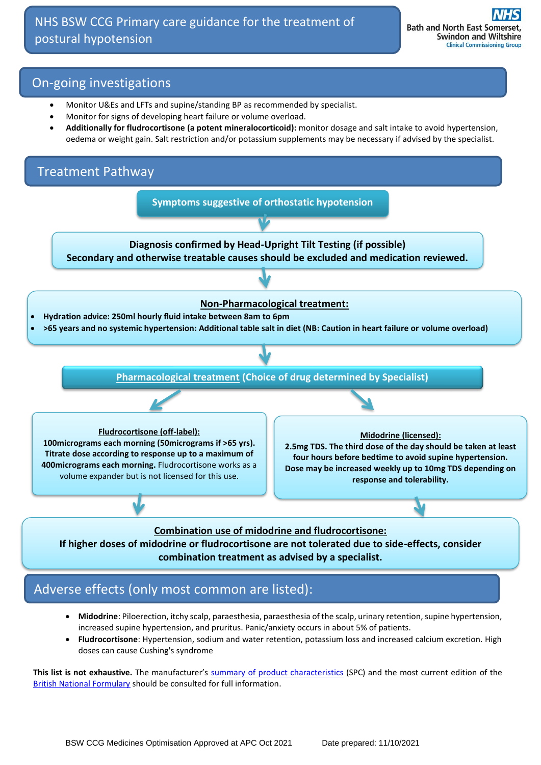# NHS BSW CCG Primary care guidance for the treatment of postural hypotension

Bath and North East Somerset, Swindon and Wiltshire
Clinical Commissioning Group

## On-going investigations

- Monitor U&Es and LFTs and supine/standing BP as recommended by specialist.
- Monitor for signs of developing heart failure or volume overload.
- **Additionally for fludrocortisone (a potent mineralocorticoid):** monitor dosage and salt intake to avoid hypertension, oedema or weight gain. Salt restriction and/or potassium supplements may be necessary if advised by the specialist.

## Treatment Pathway

**Symptoms suggestive of orthostatic hypotension**

↓

**Diagnosis confirmed by Head-Upright Tilt Testing (if possible)**
**Secondary and otherwise treatable causes should be excluded and medication reviewed.**

↓

**Non-Pharmacological treatment:**

- **Hydration advice: 250ml hourly fluid intake between 8am to 6pm**
- **>65 years and no systemic hypertension: Additional table salt in diet (NB: Caution in heart failure or volume overload)**

↓

**Pharmacological treatment (Choice of drug determined by Specialist)**

**Fludrocortisone (off-label):**
**100micrograms each morning (50micrograms if >65 yrs). Titrate dose according to response up to a maximum of 400micrograms each morning.** Fludrocortisone works as a volume expander but is not licensed for this use.

**Midodrine (licensed):**
**2.5mg TDS. The third dose of the day should be taken at least four hours before bedtime to avoid supine hypertension. Dose may be increased weekly up to 10mg TDS depending on response and tolerability.**

↓

**Combination use of midodrine and fludrocortisone:**
**If higher doses of midodrine or fludrocortisone are not tolerated due to side-effects, consider combination treatment as advised by a specialist.**

## Adverse effects (only most common are listed):

- **Midodrine**: Piloerection, itchy scalp, paraesthesia, paraesthesia of the scalp, urinary retention, supine hypertension, increased supine hypertension, and pruritus. Panic/anxiety occurs in about 5% of patients.
- **Fludrocortisone**: Hypertension, sodium and water retention, potassium loss and increased calcium excretion. High doses can cause Cushing's syndrome

**This list is not exhaustive.** The manufacturer's summary of product characteristics (SPC) and the most current edition of the British National Formulary should be consulted for full information.

BSW CCG Medicines Optimisation Approved at APC Oct 2021 Date prepared: 11/10/2021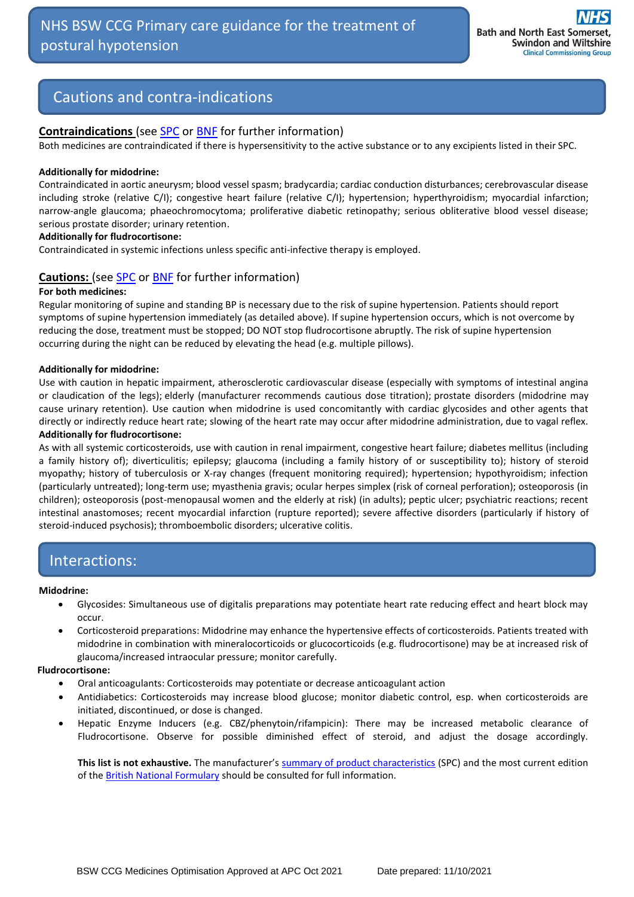## Cautions and contra-indications

**Contraindications** (see SPC or BNF for further information)

Both medicines are contraindicated if there is hypersensitivity to the active substance or to any excipients listed in their SPC.

**Additionally for midodrine:**

Contraindicated in aortic aneurysm; blood vessel spasm; bradycardia; cardiac conduction disturbances; cerebrovascular disease including stroke (relative C/I); congestive heart failure (relative C/I); hypertension; hyperthyroidism; myocardial infarction; narrow-angle glaucoma; phaeochromocytoma; proliferative diabetic retinopathy; serious obliterative blood vessel disease; serious prostate disorder; urinary retention.

**Additionally for fludrocortisone:**

Contraindicated in systemic infections unless specific anti-infective therapy is employed.

**Cautions:** (see SPC or BNF for further information)

**For both medicines:**

Regular monitoring of supine and standing BP is necessary due to the risk of supine hypertension. Patients should report symptoms of supine hypertension immediately (as detailed above). If supine hypertension occurs, which is not overcome by reducing the dose, treatment must be stopped; DO NOT stop fludrocortisone abruptly. The risk of supine hypertension occurring during the night can be reduced by elevating the head (e.g. multiple pillows).

**Additionally for midodrine:**

Use with caution in hepatic impairment, atherosclerotic cardiovascular disease (especially with symptoms of intestinal angina or claudication of the legs); elderly (manufacturer recommends cautious dose titration); prostate disorders (midodrine may cause urinary retention). Use caution when midodrine is used concomitantly with cardiac glycosides and other agents that directly or indirectly reduce heart rate; slowing of the heart rate may occur after midodrine administration, due to vagal reflex.

**Additionally for fludrocortisone:**

As with all systemic corticosteroids, use with caution in renal impairment, congestive heart failure; diabetes mellitus (including a family history of); diverticulitis; epilepsy; glaucoma (including a family history of or susceptibility to); history of steroid myopathy; history of tuberculosis or X-ray changes (frequent monitoring required); hypertension; hypothyroidism; infection (particularly untreated); long-term use; myasthenia gravis; ocular herpes simplex (risk of corneal perforation); osteoporosis (in children); osteoporosis (post-menopausal women and the elderly at risk) (in adults); peptic ulcer; psychiatric reactions; recent intestinal anastomoses; recent myocardial infarction (rupture reported); severe affective disorders (particularly if history of steroid-induced psychosis); thromboembolic disorders; ulcerative colitis.

## Interactions:

**Midodrine:**

- Glycosides: Simultaneous use of digitalis preparations may potentiate heart rate reducing effect and heart block may occur.
- Corticosteroid preparations: Midodrine may enhance the hypertensive effects of corticosteroids. Patients treated with midodrine in combination with mineralocorticoids or glucocorticoids (e.g. fludrocortisone) may be at increased risk of glaucoma/increased intraocular pressure; monitor carefully.

**Fludrocortisone:**

- Oral anticoagulants: Corticosteroids may potentiate or decrease anticoagulant action
- Antidiabetics: Corticosteroids may increase blood glucose; monitor diabetic control, esp. when corticosteroids are initiated, discontinued, or dose is changed.
- Hepatic Enzyme Inducers (e.g. CBZ/phenytoin/rifampicin): There may be increased metabolic clearance of Fludrocortisone. Observe for possible diminished effect of steroid, and adjust the dosage accordingly.

**This list is not exhaustive.** The manufacturer's summary of product characteristics (SPC) and the most current edition of the British National Formulary should be consulted for full information.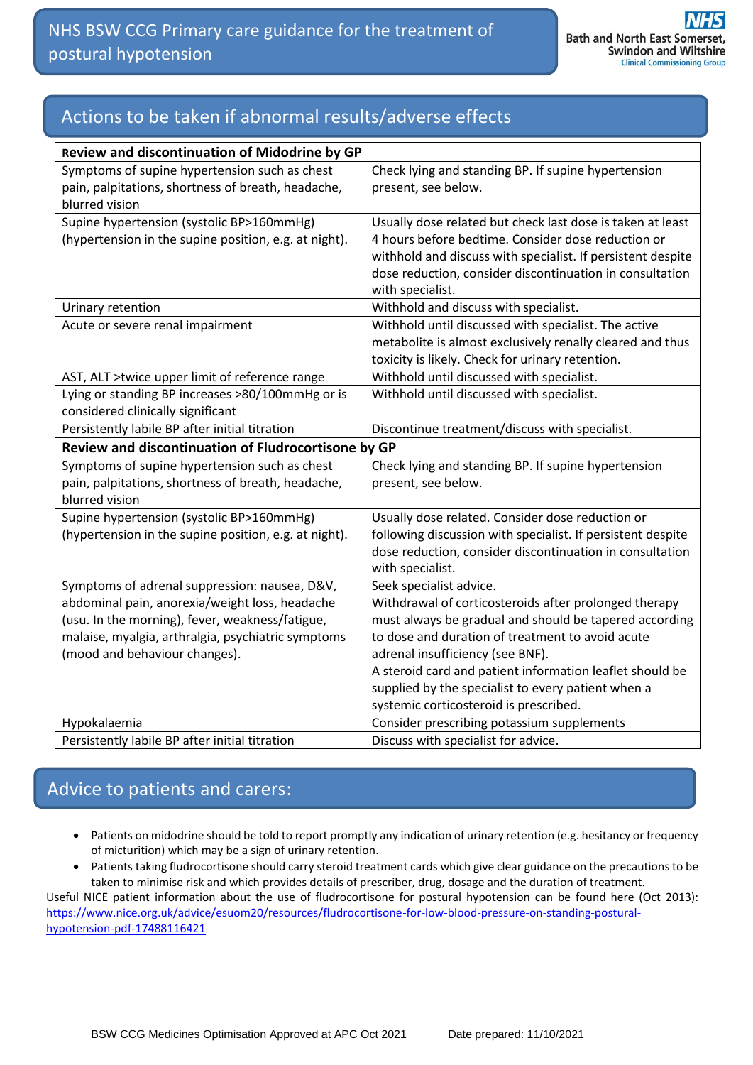# Actions to be taken if abnormal results/adverse effects

| | |
|---|---|
| **Review and discontinuation of Midodrine by GP** | |
| Symptoms of supine hypertension such as chest pain, palpitations, shortness of breath, headache, blurred vision | Check lying and standing BP. If supine hypertension present, see below. |
| Supine hypertension (systolic BP>160mmHg) (hypertension in the supine position, e.g. at night). | Usually dose related but check last dose is taken at least 4 hours before bedtime. Consider dose reduction or withhold and discuss with specialist. If persistent despite dose reduction, consider discontinuation in consultation with specialist. |
| Urinary retention | Withhold and discuss with specialist. |
| Acute or severe renal impairment | Withhold until discussed with specialist. The active metabolite is almost exclusively renally cleared and thus toxicity is likely. Check for urinary retention. |
| AST, ALT >twice upper limit of reference range | Withhold until discussed with specialist. |
| Lying or standing BP increases >80/100mmHg or is considered clinically significant | Withhold until discussed with specialist. |
| Persistently labile BP after initial titration | Discontinue treatment/discuss with specialist. |
| **Review and discontinuation of Fludrocortisone by GP** | |
| Symptoms of supine hypertension such as chest pain, palpitations, shortness of breath, headache, blurred vision | Check lying and standing BP. If supine hypertension present, see below. |
| Supine hypertension (systolic BP>160mmHg) (hypertension in the supine position, e.g. at night). | Usually dose related. Consider dose reduction or following discussion with specialist. If persistent despite dose reduction, consider discontinuation in consultation with specialist. |
| Symptoms of adrenal suppression: nausea, D&V, abdominal pain, anorexia/weight loss, headache (usu. In the morning), fever, weakness/fatigue, malaise, myalgia, arthralgia, psychiatric symptoms (mood and behaviour changes). | Seek specialist advice.<br>Withdrawal of corticosteroids after prolonged therapy must always be gradual and should be tapered according to dose and duration of treatment to avoid acute adrenal insufficiency (see BNF).<br>A steroid card and patient information leaflet should be supplied by the specialist to every patient when a systemic corticosteroid is prescribed. |
| Hypokalaemia | Consider prescribing potassium supplements |
| Persistently labile BP after initial titration | Discuss with specialist for advice. |

# Advice to patients and carers:

- Patients on midodrine should be told to report promptly any indication of urinary retention (e.g. hesitancy or frequency of micturition) which may be a sign of urinary retention.
- Patients taking fludrocortisone should carry steroid treatment cards which give clear guidance on the precautions to be taken to minimise risk and which provides details of prescriber, drug, dosage and the duration of treatment.

Useful NICE patient information about the use of fludrocortisone for postural hypotension can be found here (Oct 2013): https://www.nice.org.uk/advice/esuom20/resources/fludrocortisone-for-low-blood-pressure-on-standing-postural-hypotension-pdf-17488116421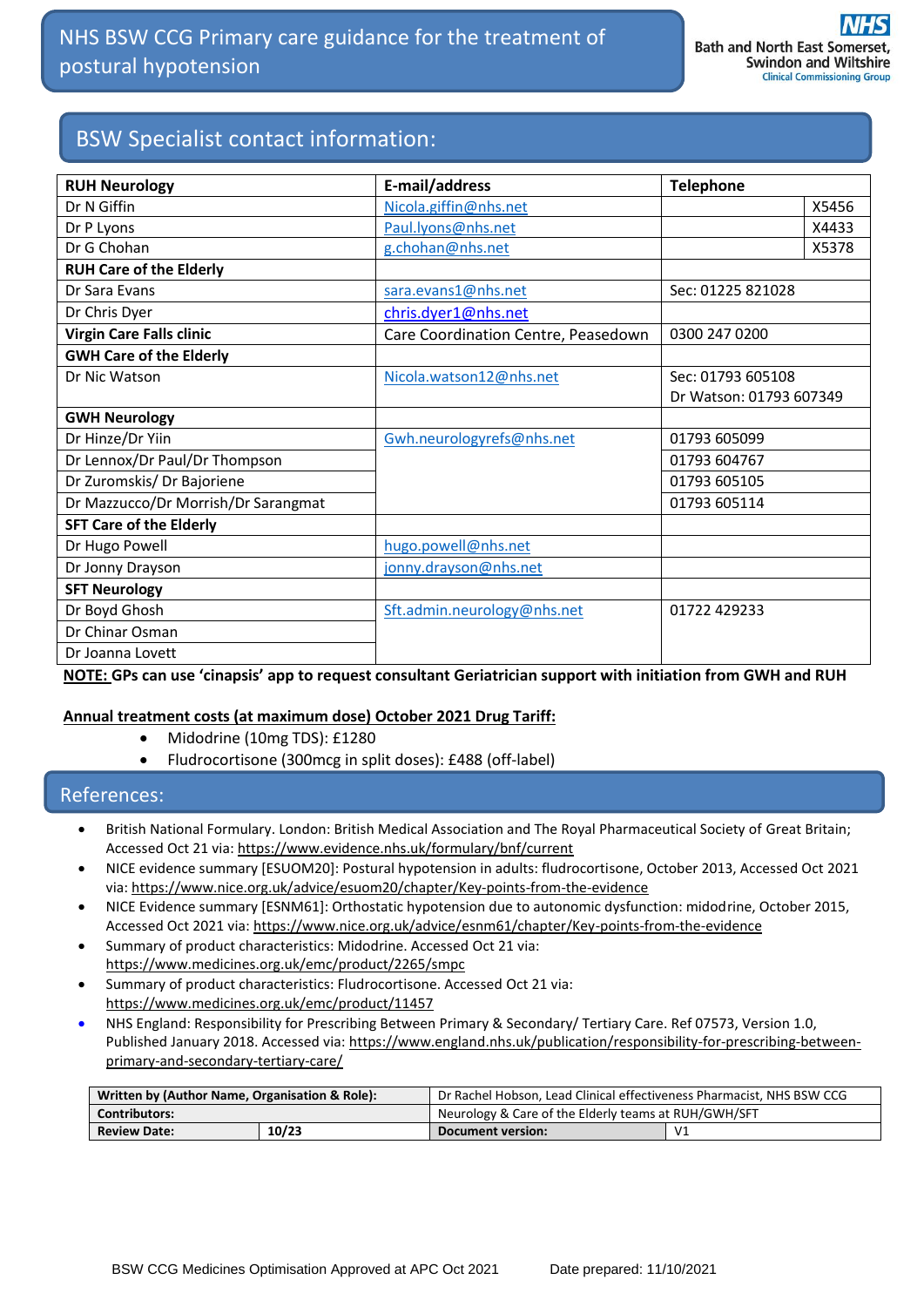# NHS BSW CCG Primary care guidance for the treatment of postural hypotension

NHS Bath and North East Somerset, Swindon and Wiltshire Clinical Commissioning Group

## BSW Specialist contact information:

| **RUH Neurology** | **E-mail/address** | **Telephone** | |
|---|---|---|---|
| Dr N Giffin | Nicola.giffin@nhs.net | | X5456 |
| Dr P Lyons | Paul.lyons@nhs.net | | X4433 |
| Dr G Chohan | g.chohan@nhs.net | | X5378 |
| **RUH Care of the Elderly** | | | |
| Dr Sara Evans | sara.evans1@nhs.net | Sec: 01225 821028 | |
| Dr Chris Dyer | chris.dyer1@nhs.net | | |
| **Virgin Care Falls clinic** | Care Coordination Centre, Peasedown | 0300 247 0200 | |
| **GWH Care of the Elderly** | | | |
| Dr Nic Watson | Nicola.watson12@nhs.net | Sec: 01793 605108<br>Dr Watson: 01793 607349 | |
| **GWH Neurology** | | | |
| Dr Hinze/Dr Yiin | Gwh.neurologyrefs@nhs.net | 01793 605099 | |
| Dr Lennox/Dr Paul/Dr Thompson | | 01793 604767 | |
| Dr Zuromskis/ Dr Bajoriene | | 01793 605105 | |
| Dr Mazzucco/Dr Morrish/Dr Sarangmat | | 01793 605114 | |
| **SFT Care of the Elderly** | | | |
| Dr Hugo Powell | hugo.powell@nhs.net | | |
| Dr Jonny Drayson | jonny.drayson@nhs.net | | |
| **SFT Neurology** | | | |
| Dr Boyd Ghosh | Sft.admin.neurology@nhs.net | 01722 429233 | |
| Dr Chinar Osman | | | |
| Dr Joanna Lovett | | | |

**NOTE: GPs can use 'cinapsis' app to request consultant Geriatrician support with initiation from GWH and RUH**

**Annual treatment costs (at maximum dose) October 2021 Drug Tariff:**

- Midodrine (10mg TDS): £1280
- Fludrocortisone (300mcg in split doses): £488 (off-label)

## References:

- British National Formulary. London: British Medical Association and The Royal Pharmaceutical Society of Great Britain; Accessed Oct 21 via: https://www.evidence.nhs.uk/formulary/bnf/current
- NICE evidence summary [ESUOM20]: Postural hypotension in adults: fludrocortisone, October 2013, Accessed Oct 2021 via: https://www.nice.org.uk/advice/esuom20/chapter/Key-points-from-the-evidence
- NICE Evidence summary [ESNM61]: Orthostatic hypotension due to autonomic dysfunction: midodrine, October 2015, Accessed Oct 2021 via: https://www.nice.org.uk/advice/esnm61/chapter/Key-points-from-the-evidence
- Summary of product characteristics: Midodrine. Accessed Oct 21 via: https://www.medicines.org.uk/emc/product/2265/smpc
- Summary of product characteristics: Fludrocortisone. Accessed Oct 21 via: https://www.medicines.org.uk/emc/product/11457
- NHS England: Responsibility for Prescribing Between Primary & Secondary/ Tertiary Care. Ref 07573, Version 1.0, Published January 2018. Accessed via: https://www.england.nhs.uk/publication/responsibility-for-prescribing-between-primary-and-secondary-tertiary-care/

| | | | |
|---|---|---|---|
| **Written by (Author Name, Organisation & Role):** | | Dr Rachel Hobson, Lead Clinical effectiveness Pharmacist, NHS BSW CCG | |
| **Contributors:** | | Neurology & Care of the Elderly teams at RUH/GWH/SFT | |
| **Review Date:** | 10/23 | **Document version:** | V1 |

BSW CCG Medicines Optimisation Approved at APC Oct 2021 Date prepared: 11/10/2021